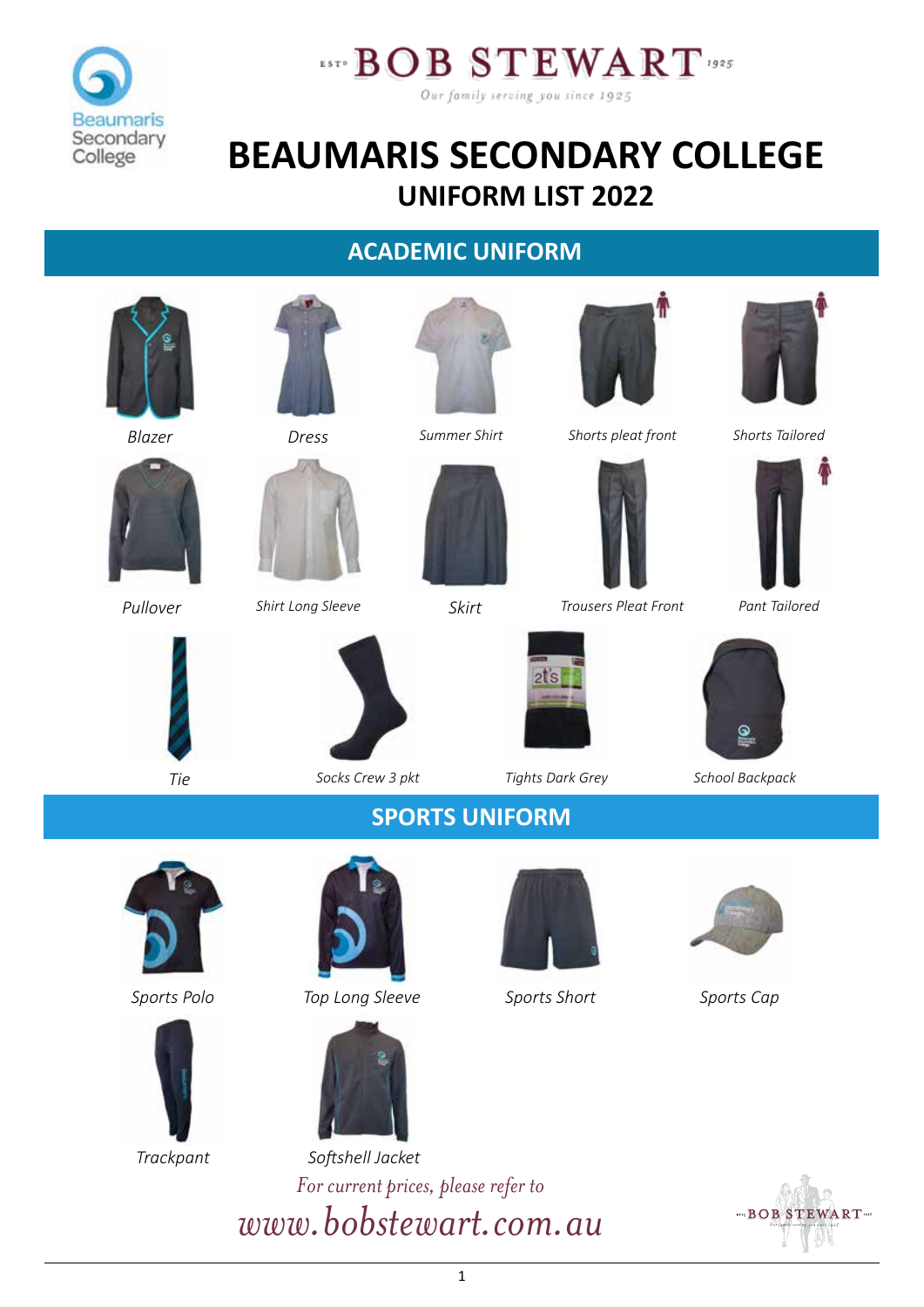ESTD BOB STEWART 1925

*Our family serving you since 1925*

# BEAUMARIS SECONDARY COLLEGE

## UNIFORM LIST 2022

## ACADEMIC UNIFORM

*Blazer*

*Dress*

*Summer Shirt*

*Shorts pleat front*

*Shorts Tailored*

*Pullover*

*Shirt Long Sleeve*

*Skirt*

*Trousers Pleat Front*

*Pant Tailored*

*Tie*

*Socks Crew 3 pkt*

*Tights Dark Grey*

*School Backpack*

## SPORTS UNIFORM

*Sports Polo*

*Top Long Sleeve*

*Sports Short*

*Sports Cap*

*Trackpant*

*Softshell Jacket*

*For current prices, please refer to*

*www.bobstewart.com.au*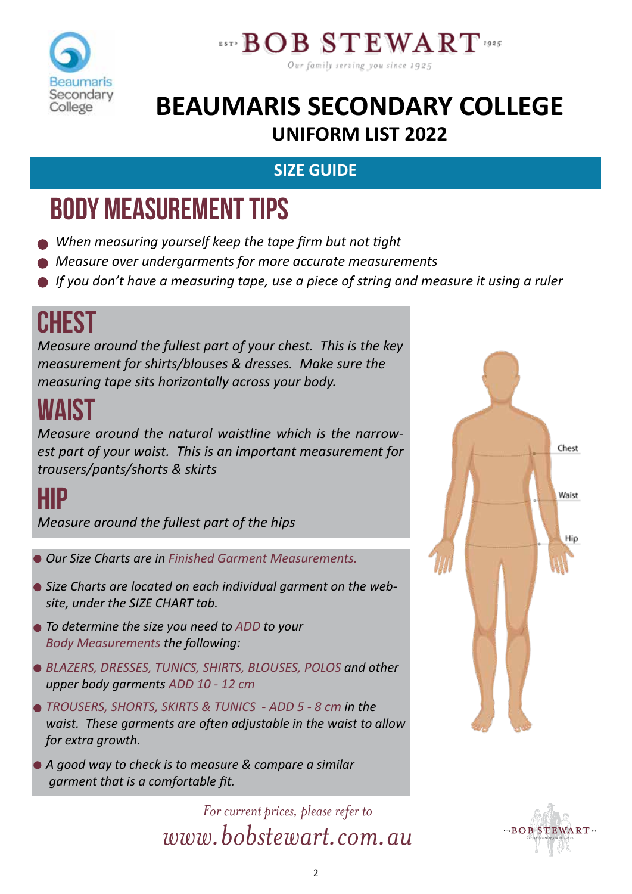# BEAUMARIS SECONDARY COLLEGE

## UNIFORM LIST 2022

### SIZE GUIDE

## BODY MEASUREMENT TIPS

- *When measuring yourself keep the tape firm but not tight*
- *Measure over undergarments for more accurate measurements*
- *If you don't have a measuring tape, use a piece of string and measure it using a ruler*

## CHEST

*Measure around the fullest part of your chest. This is the key measurement for shirts/blouses & dresses. Make sure the measuring tape sits horizontally across your body.*

## WAIST

*Measure around the natural waistline which is the narrowest part of your waist. This is an important measurement for trousers/pants/shorts & skirts*

## HIP

*Measure around the fullest part of the hips*

- *Our Size Charts are in Finished Garment Measurements.*
- *Size Charts are located on each individual garment on the website, under the SIZE CHART tab.*
- *To determine the size you need to ADD to your Body Measurements the following:*
- *BLAZERS, DRESSES, TUNICS, SHIRTS, BLOUSES, POLOS and other upper body garments ADD 10 - 12 cm*
- *TROUSERS, SHORTS, SKIRTS & TUNICS - ADD 5 - 8 cm in the waist. These garments are often adjustable in the waist to allow for extra growth.*
- *A good way to check is to measure & compare a similar garment that is a comfortable fit.*

Chest

Waist

Hip

*For current prices, please refer to*

*www.bobstewart.com.au*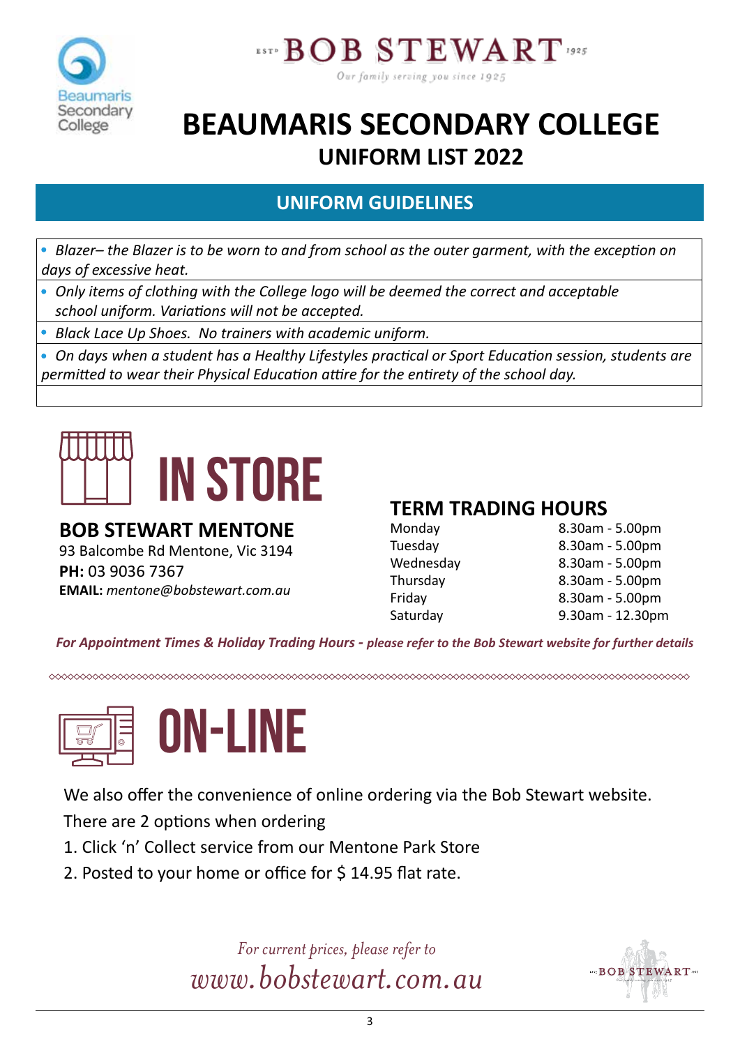ESTD BOB STEWART 1925

*Our family serving you since 1925*

# BEAUMARIS SECONDARY COLLEGE

## UNIFORM LIST 2022

## UNIFORM GUIDELINES

- *Blazer– the Blazer is to be worn to and from school as the outer garment, with the exception on days of excessive heat.*
- *Only items of clothing with the College logo will be deemed the correct and acceptable school uniform. Variations will not be accepted.*
- *Black Lace Up Shoes. No trainers with academic uniform.*
- *On days when a student has a Healthy Lifestyles practical or Sport Education session, students are permitted to wear their Physical Education attire for the entirety of the school day.*

# IN STORE

### BOB STEWART MENTONE

93 Balcombe Rd Mentone, Vic 3194

**PH:** 03 9036 7367

**EMAIL:** *mentone@bobstewart.com.au*

### TERM TRADING HOURS

| | |
|---|---|
| Monday | 8.30am - 5.00pm |
| Tuesday | 8.30am - 5.00pm |
| Wednesday | 8.30am - 5.00pm |
| Thursday | 8.30am - 5.00pm |
| Friday | 8.30am - 5.00pm |
| Saturday | 9.30am - 12.30pm |

***For Appointment Times & Holiday Trading Hours - please refer to the Bob Stewart website for further details***

# ON-LINE

We also offer the convenience of online ordering via the Bob Stewart website.

There are 2 options when ordering

1. Click 'n' Collect service from our Mentone Park Store
2. Posted to your home or office for $ 14.95 flat rate.

*For current prices, please refer to*

*www.bobstewart.com.au*